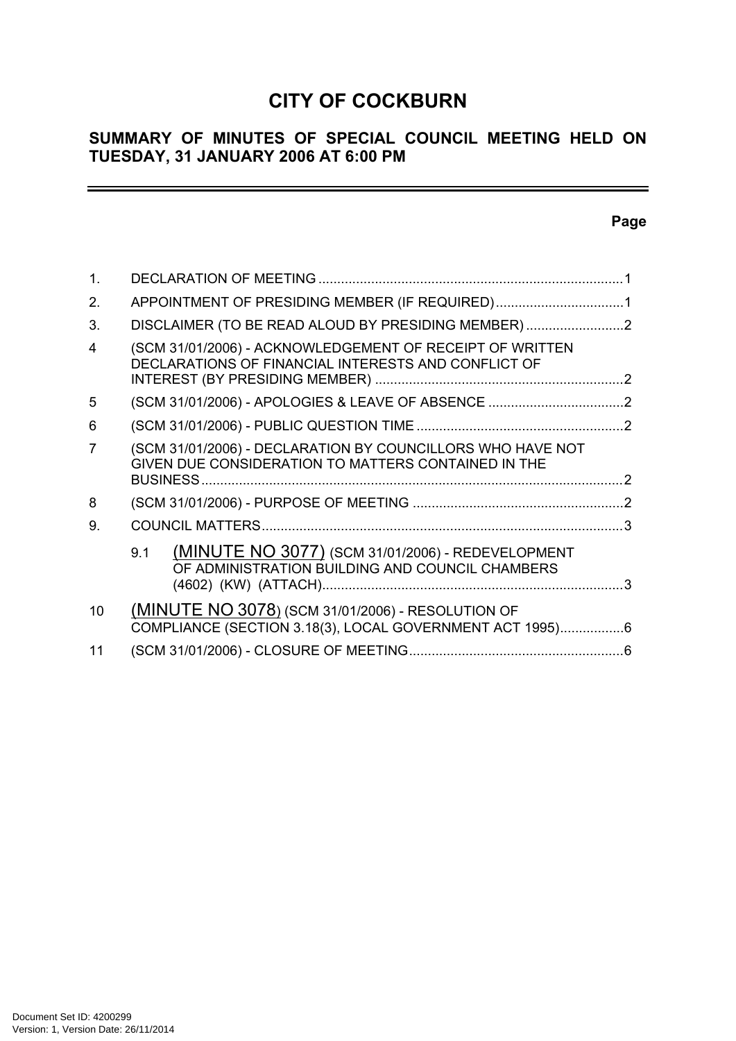# CITY OF COCKBURN

## SUMMARY OF MINUTES OF SPECIAL COUNCIL MEETING HELD ON TUESDAY, 31 JANUARY 2006 AT 6:00 PM

**Page**

1. DECLARATION OF MEETING ....................................................................................1
2. APPOINTMENT OF PRESIDING MEMBER (IF REQUIRED) ..................................1
3. DISCLAIMER (TO BE READ ALOUD BY PRESIDING MEMBER) ..........................2
4. (SCM 31/01/2006) - ACKNOWLEDGEMENT OF RECEIPT OF WRITTEN DECLARATIONS OF FINANCIAL INTERESTS AND CONFLICT OF INTEREST (BY PRESIDING MEMBER) ..................................................................2
5. (SCM 31/01/2006) - APOLOGIES & LEAVE OF ABSENCE ....................................2
6. (SCM 31/01/2006) - PUBLIC QUESTION TIME .......................................................2
7. (SCM 31/01/2006) - DECLARATION BY COUNCILLORS WHO HAVE NOT GIVEN DUE CONSIDERATION TO MATTERS CONTAINED IN THE BUSINESS ................................................................................................................2
8. (SCM 31/01/2006) - PURPOSE OF MEETING ........................................................2
9. COUNCIL MATTERS ................................................................................................3
   - 9.1 (MINUTE NO 3077) (SCM 31/01/2006) - REDEVELOPMENT OF ADMINISTRATION BUILDING AND COUNCIL CHAMBERS (4602) (KW) (ATTACH) ................................................................................3
10. (MINUTE NO 3078) (SCM 31/01/2006) - RESOLUTION OF COMPLIANCE (SECTION 3.18(3), LOCAL GOVERNMENT ACT 1995) .................6
11. (SCM 31/01/2006) - CLOSURE OF MEETING .........................................................6

Document Set ID: 4200299
Version: 1, Version Date: 26/11/2014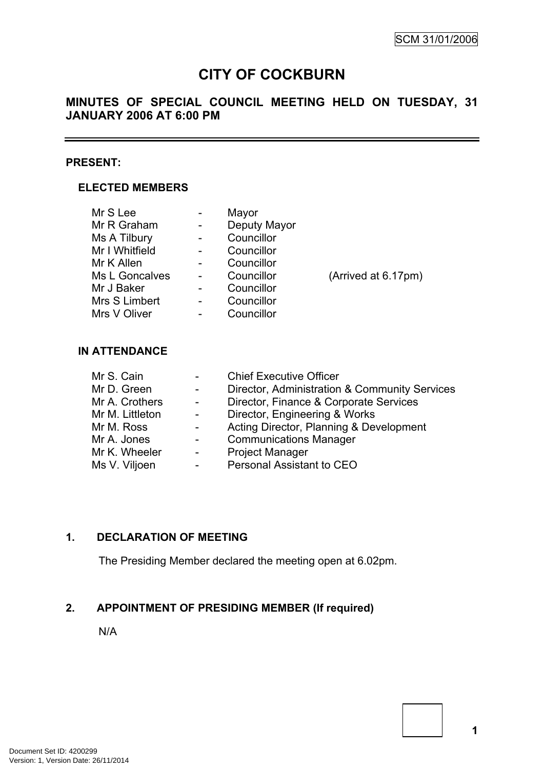SCM 31/01/2006

# CITY OF COCKBURN

## MINUTES OF SPECIAL COUNCIL MEETING HELD ON TUESDAY, 31 JANUARY 2006 AT 6:00 PM

---

**PRESENT:**

### ELECTED MEMBERS

| | | | |
|---|---|---|---|
| Mr S Lee | - | Mayor | |
| Mr R Graham | - | Deputy Mayor | |
| Ms A Tilbury | - | Councillor | |
| Mr I Whitfield | - | Councillor | |
| Mr K Allen | - | Councillor | |
| Ms L Goncalves | - | Councillor | (Arrived at 6.17pm) |
| Mr J Baker | - | Councillor | |
| Mrs S Limbert | - | Councillor | |
| Mrs V Oliver | - | Councillor | |

### IN ATTENDANCE

| | | |
|---|---|---|
| Mr S. Cain | - | Chief Executive Officer |
| Mr D. Green | - | Director, Administration & Community Services |
| Mr A. Crothers | - | Director, Finance & Corporate Services |
| Mr M. Littleton | - | Director, Engineering & Works |
| Mr M. Ross | - | Acting Director, Planning & Development |
| Mr A. Jones | - | Communications Manager |
| Mr K. Wheeler | - | Project Manager |
| Ms V. Viljoen | - | Personal Assistant to CEO |

## 1. DECLARATION OF MEETING

The Presiding Member declared the meeting open at 6.02pm.

## 2. APPOINTMENT OF PRESIDING MEMBER (If required)

N/A

Document Set ID: 4200299
Version: 1, Version Date: 26/11/2014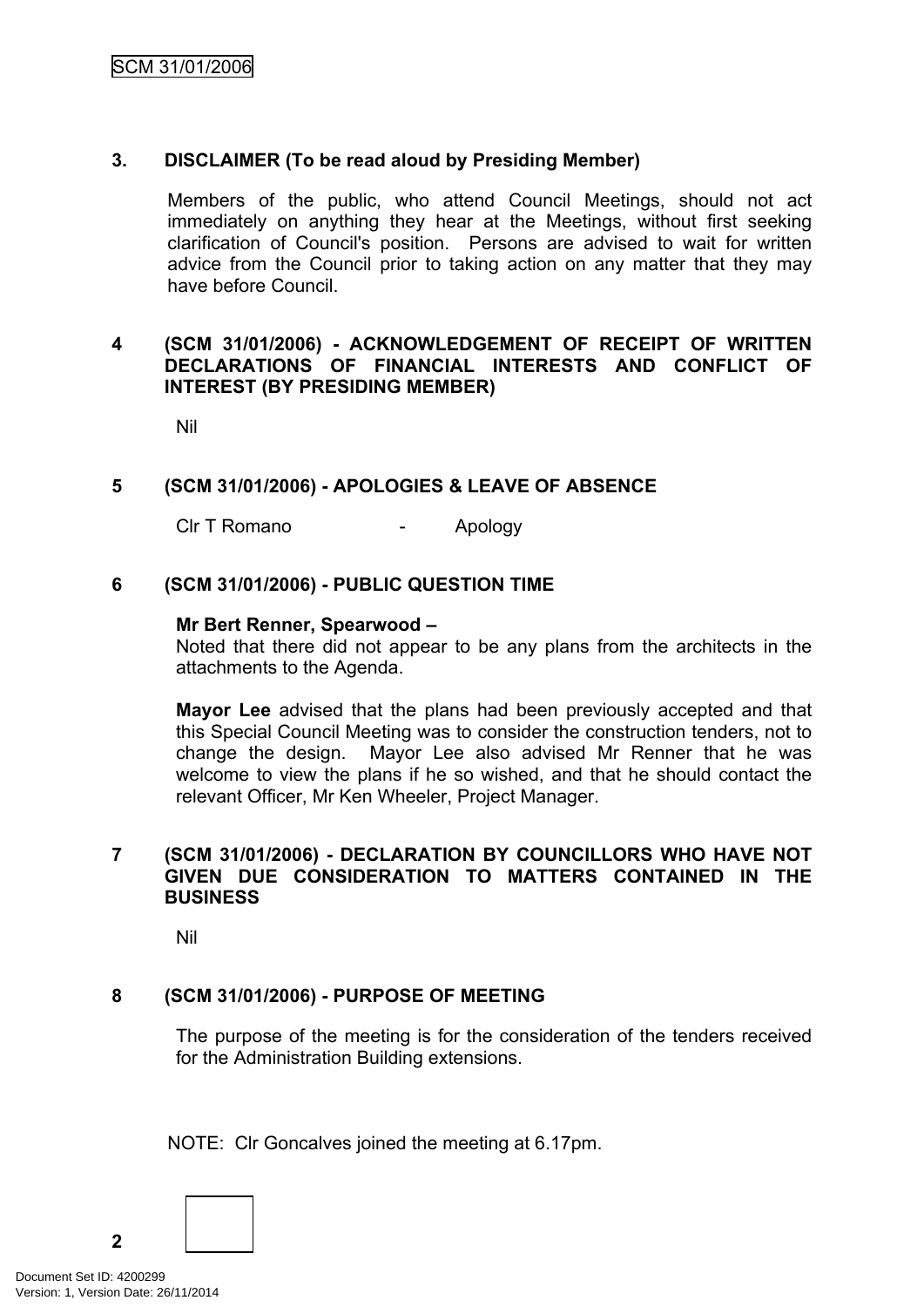## 3. DISCLAIMER (To be read aloud by Presiding Member)

Members of the public, who attend Council Meetings, should not act immediately on anything they hear at the Meetings, without first seeking clarification of Council's position. Persons are advised to wait for written advice from the Council prior to taking action on any matter that they may have before Council.

## 4 (SCM 31/01/2006) - ACKNOWLEDGEMENT OF RECEIPT OF WRITTEN DECLARATIONS OF FINANCIAL INTERESTS AND CONFLICT OF INTEREST (BY PRESIDING MEMBER)

Nil

## 5 (SCM 31/01/2006) - APOLOGIES & LEAVE OF ABSENCE

Clr T Romano - Apology

## 6 (SCM 31/01/2006) - PUBLIC QUESTION TIME

**Mr Bert Renner, Spearwood –**
Noted that there did not appear to be any plans from the architects in the attachments to the Agenda.

**Mayor Lee** advised that the plans had been previously accepted and that this Special Council Meeting was to consider the construction tenders, not to change the design. Mayor Lee also advised Mr Renner that he was welcome to view the plans if he so wished, and that he should contact the relevant Officer, Mr Ken Wheeler, Project Manager.

## 7 (SCM 31/01/2006) - DECLARATION BY COUNCILLORS WHO HAVE NOT GIVEN DUE CONSIDERATION TO MATTERS CONTAINED IN THE BUSINESS

Nil

## 8 (SCM 31/01/2006) - PURPOSE OF MEETING

The purpose of the meeting is for the consideration of the tenders received for the Administration Building extensions.

NOTE: Clr Goncalves joined the meeting at 6.17pm.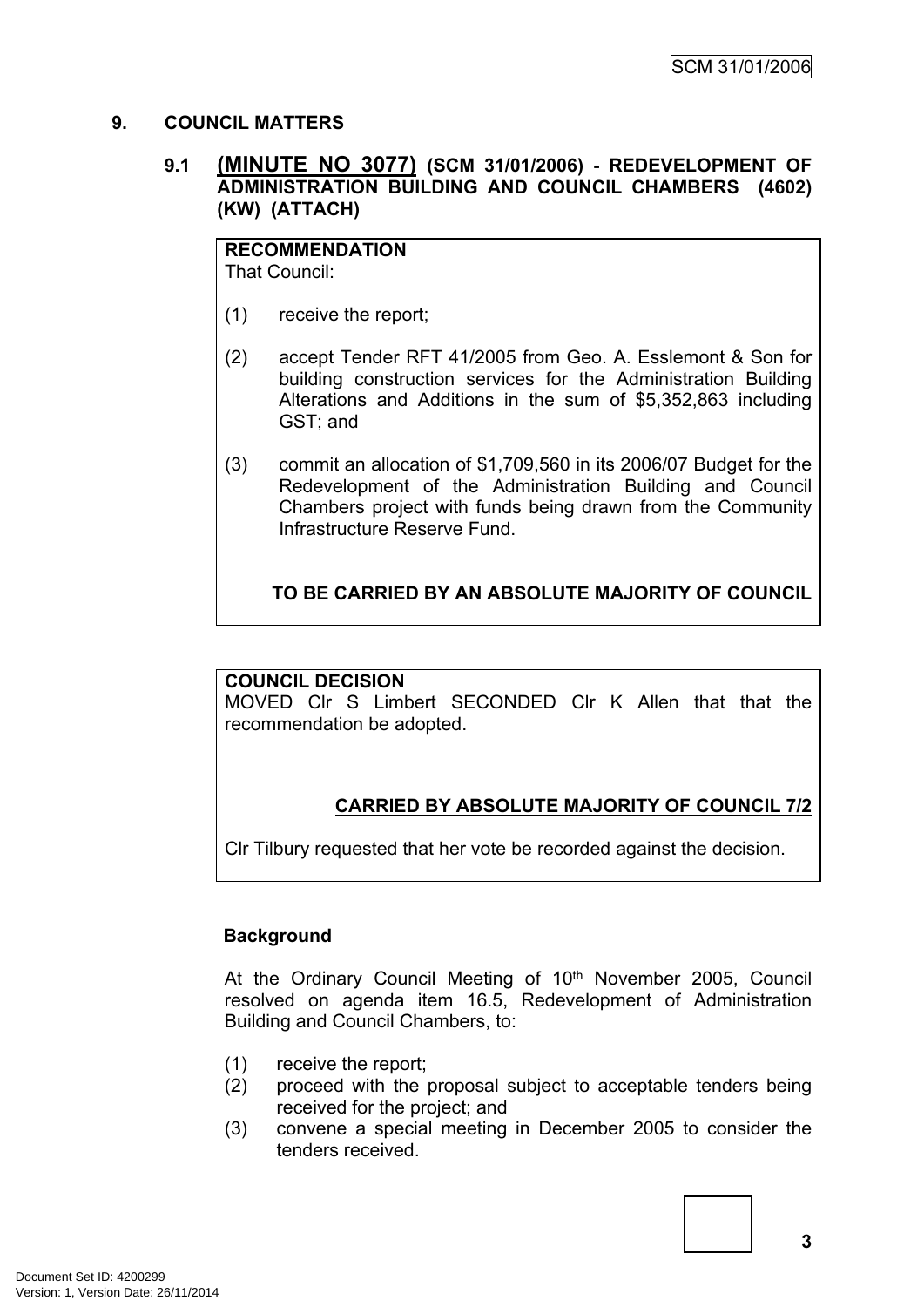## 9. COUNCIL MATTERS

### 9.1 (MINUTE NO 3077) (SCM 31/01/2006) - REDEVELOPMENT OF ADMINISTRATION BUILDING AND COUNCIL CHAMBERS (4602) (KW) (ATTACH)

**RECOMMENDATION**
That Council:

(1) receive the report;

(2) accept Tender RFT 41/2005 from Geo. A. Esslemont & Son for building construction services for the Administration Building Alterations and Additions in the sum of $5,352,863 including GST; and

(3) commit an allocation of $1,709,560 in its 2006/07 Budget for the Redevelopment of the Administration Building and Council Chambers project with funds being drawn from the Community Infrastructure Reserve Fund.

**TO BE CARRIED BY AN ABSOLUTE MAJORITY OF COUNCIL**

**COUNCIL DECISION**
MOVED Clr S Limbert SECONDED Clr K Allen that that the recommendation be adopted.

**CARRIED BY ABSOLUTE MAJORITY OF COUNCIL 7/2**

Clr Tilbury requested that her vote be recorded against the decision.

**Background**

At the Ordinary Council Meeting of 10th November 2005, Council resolved on agenda item 16.5, Redevelopment of Administration Building and Council Chambers, to:

(1) receive the report;
(2) proceed with the proposal subject to acceptable tenders being received for the project; and
(3) convene a special meeting in December 2005 to consider the tenders received.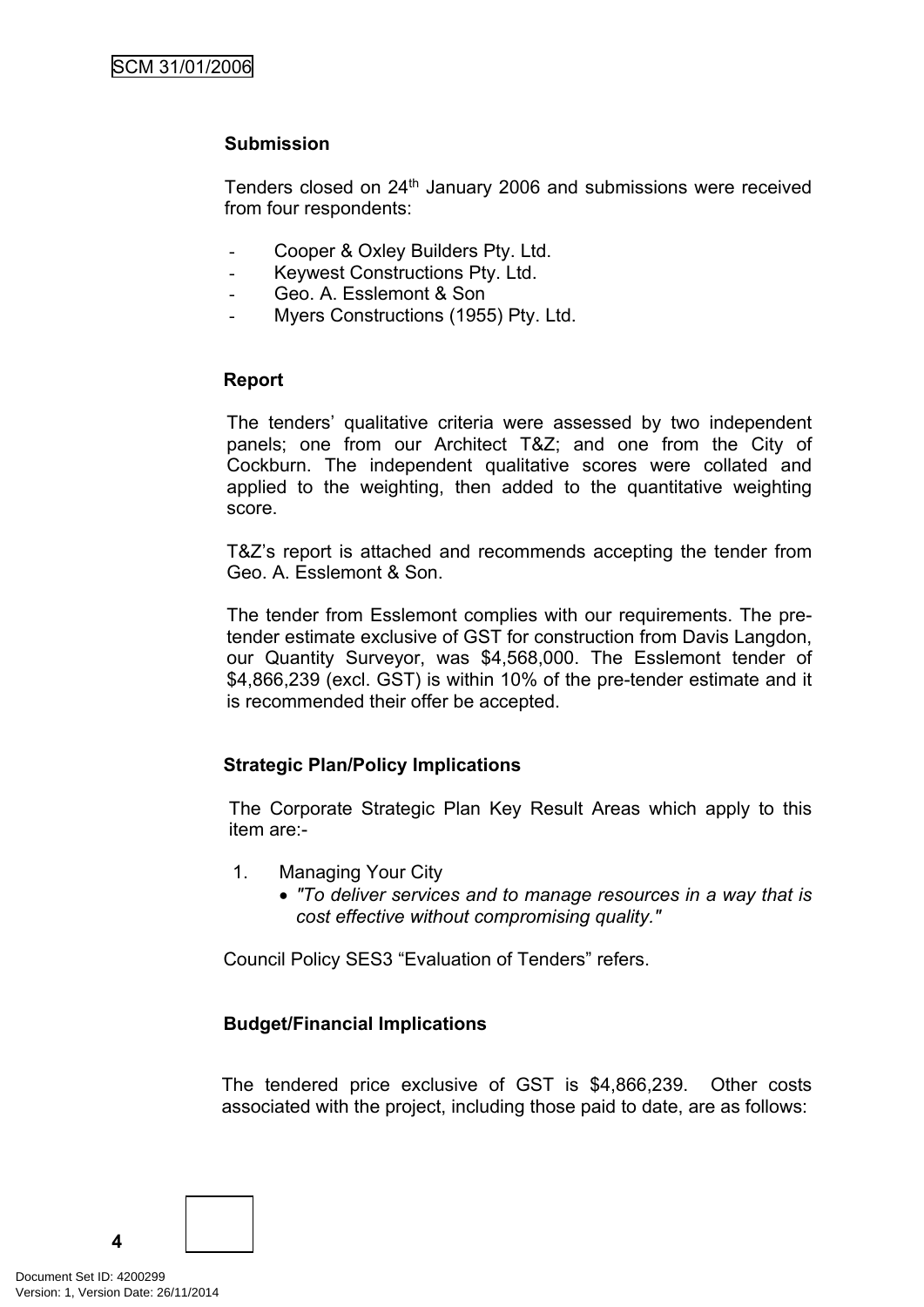**Submission**

Tenders closed on 24th January 2006 and submissions were received from four respondents:

- Cooper & Oxley Builders Pty. Ltd.
- Keywest Constructions Pty. Ltd.
- Geo. A. Esslemont & Son
- Myers Constructions (1955) Pty. Ltd.

**Report**

The tenders' qualitative criteria were assessed by two independent panels; one from our Architect T&Z; and one from the City of Cockburn. The independent qualitative scores were collated and applied to the weighting, then added to the quantitative weighting score.

T&Z's report is attached and recommends accepting the tender from Geo. A. Esslemont & Son.

The tender from Esslemont complies with our requirements. The pre-tender estimate exclusive of GST for construction from Davis Langdon, our Quantity Surveyor, was $4,568,000. The Esslemont tender of $4,866,239 (excl. GST) is within 10% of the pre-tender estimate and it is recommended their offer be accepted.

**Strategic Plan/Policy Implications**

The Corporate Strategic Plan Key Result Areas which apply to this item are:-

1. Managing Your City
   - *"To deliver services and to manage resources in a way that is cost effective without compromising quality."*

Council Policy SES3 "Evaluation of Tenders" refers.

**Budget/Financial Implications**

The tendered price exclusive of GST is $4,866,239. Other costs associated with the project, including those paid to date, are as follows: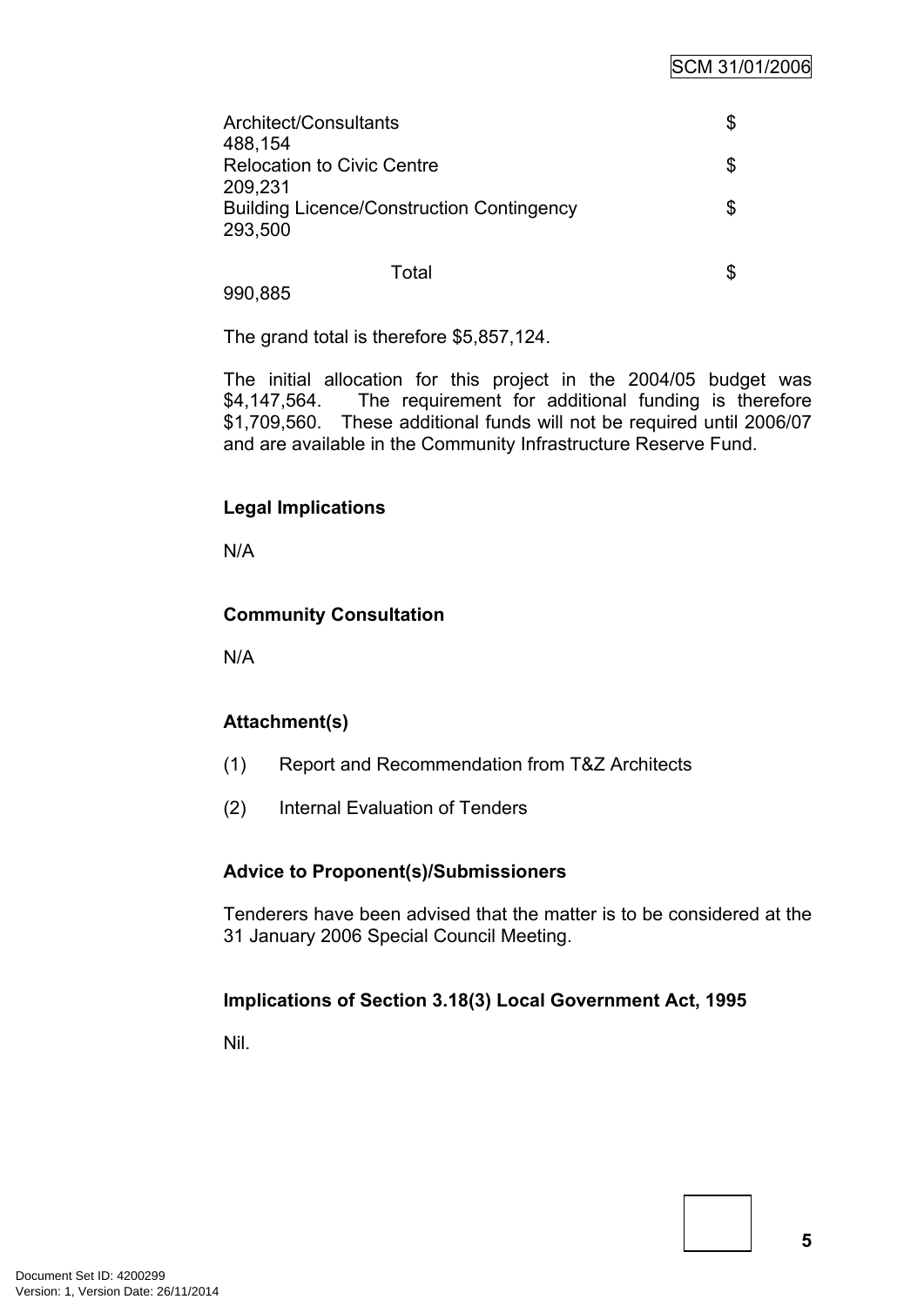| Item | Amount |
|---|---|
| Architect/Consultants | $ 488,154 |
| Relocation to Civic Centre | $ 209,231 |
| Building Licence/Construction Contingency | $ 293,500 |
| Total | $ 990,885 |

The grand total is therefore $5,857,124.

The initial allocation for this project in the 2004/05 budget was $4,147,564. The requirement for additional funding is therefore $1,709,560. These additional funds will not be required until 2006/07 and are available in the Community Infrastructure Reserve Fund.

**Legal Implications**

N/A

**Community Consultation**

N/A

**Attachment(s)**

(1) Report and Recommendation from T&Z Architects

(2) Internal Evaluation of Tenders

**Advice to Proponent(s)/Submissioners**

Tenderers have been advised that the matter is to be considered at the 31 January 2006 Special Council Meeting.

**Implications of Section 3.18(3) Local Government Act, 1995**

Nil.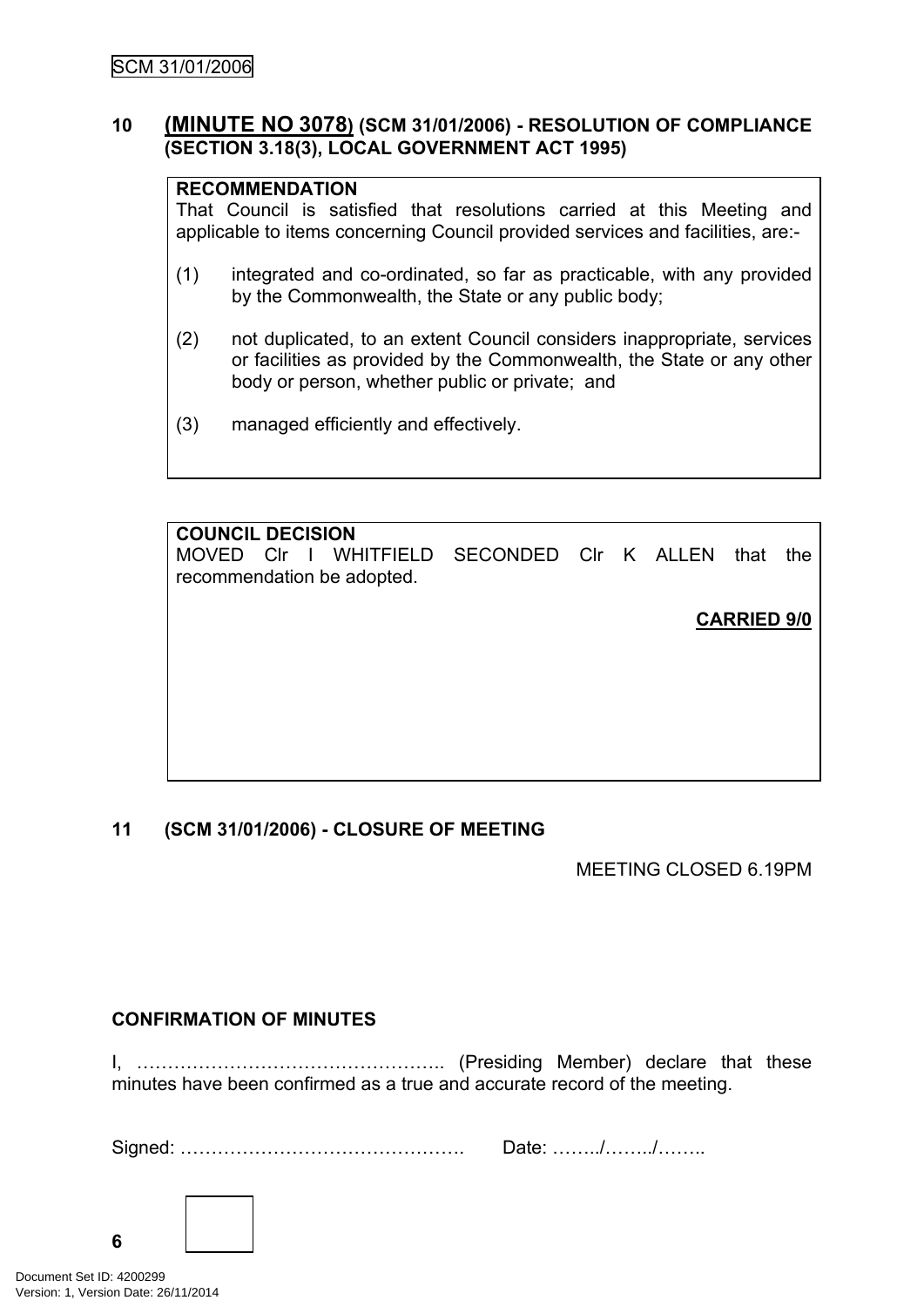## 10 (MINUTE NO 3078) (SCM 31/01/2006) - RESOLUTION OF COMPLIANCE (SECTION 3.18(3), LOCAL GOVERNMENT ACT 1995)

**RECOMMENDATION**

That Council is satisfied that resolutions carried at this Meeting and applicable to items concerning Council provided services and facilities, are:-

(1) integrated and co-ordinated, so far as practicable, with any provided by the Commonwealth, the State or any public body;

(2) not duplicated, to an extent Council considers inappropriate, services or facilities as provided by the Commonwealth, the State or any other body or person, whether public or private; and

(3) managed efficiently and effectively.

**COUNCIL DECISION**

MOVED Clr I WHITFIELD SECONDED Clr K ALLEN that the recommendation be adopted.

**CARRIED 9/0**

## 11 (SCM 31/01/2006) - CLOSURE OF MEETING

MEETING CLOSED 6.19PM

**CONFIRMATION OF MINUTES**

I, ………………………………………….. (Presiding Member) declare that these minutes have been confirmed as a true and accurate record of the meeting.

Signed: ………………………………………. Date: ……../……../……..